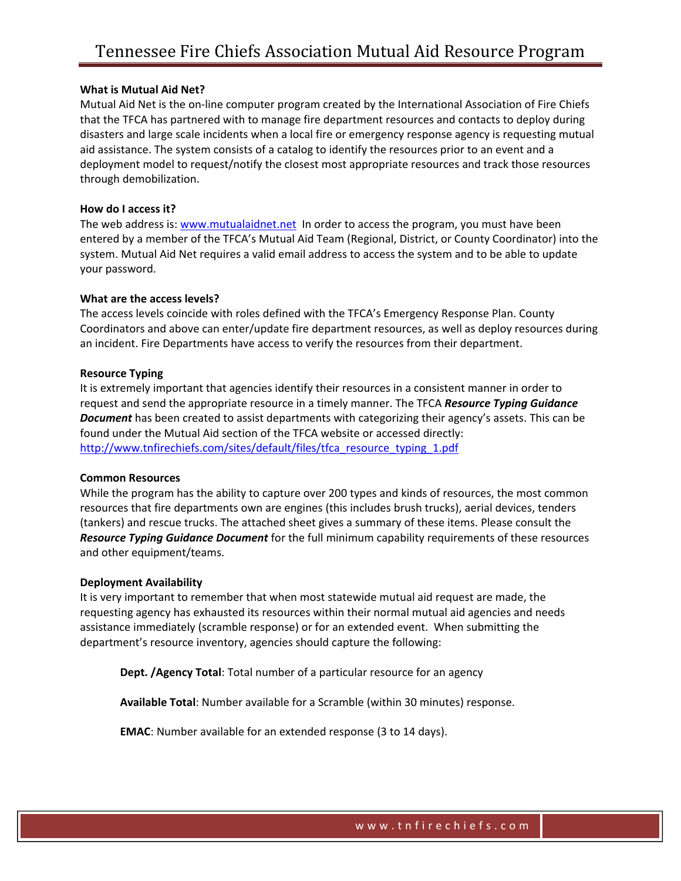# Tennessee Fire Chiefs Association Mutual Aid Resource Program

**What is Mutual Aid Net?**

Mutual Aid Net is the on-line computer program created by the International Association of Fire Chiefs that the TFCA has partnered with to manage fire department resources and contacts to deploy during disasters and large scale incidents when a local fire or emergency response agency is requesting mutual aid assistance. The system consists of a catalog to identify the resources prior to an event and a deployment model to request/notify the closest most appropriate resources and track those resources through demobilization.

**How do I access it?**

The web address is: [www.mutualaidnet.net](http://www.mutualaidnet.net) In order to access the program, you must have been entered by a member of the TFCA's Mutual Aid Team (Regional, District, or County Coordinator) into the system. Mutual Aid Net requires a valid email address to access the system and to be able to update your password.

**What are the access levels?**

The access levels coincide with roles defined with the TFCA's Emergency Response Plan. County Coordinators and above can enter/update fire department resources, as well as deploy resources during an incident. Fire Departments have access to verify the resources from their department.

**Resource Typing**

It is extremely important that agencies identify their resources in a consistent manner in order to request and send the appropriate resource in a timely manner. The TFCA ***Resource Typing Guidance Document*** has been created to assist departments with categorizing their agency's assets. This can be found under the Mutual Aid section of the TFCA website or accessed directly: [http://www.tnfirechiefs.com/sites/default/files/tfca_resource_typing_1.pdf](http://www.tnfirechiefs.com/sites/default/files/tfca_resource_typing_1.pdf)

**Common Resources**

While the program has the ability to capture over 200 types and kinds of resources, the most common resources that fire departments own are engines (this includes brush trucks), aerial devices, tenders (tankers) and rescue trucks. The attached sheet gives a summary of these items. Please consult the ***Resource Typing Guidance Document*** for the full minimum capability requirements of these resources and other equipment/teams.

**Deployment Availability**

It is very important to remember that when most statewide mutual aid request are made, the requesting agency has exhausted its resources within their normal mutual aid agencies and needs assistance immediately (scramble response) or for an extended event. When submitting the department's resource inventory, agencies should capture the following:

**Dept. /Agency Total**: Total number of a particular resource for an agency

**Available Total**: Number available for a Scramble (within 30 minutes) response.

**EMAC**: Number available for an extended response (3 to 14 days).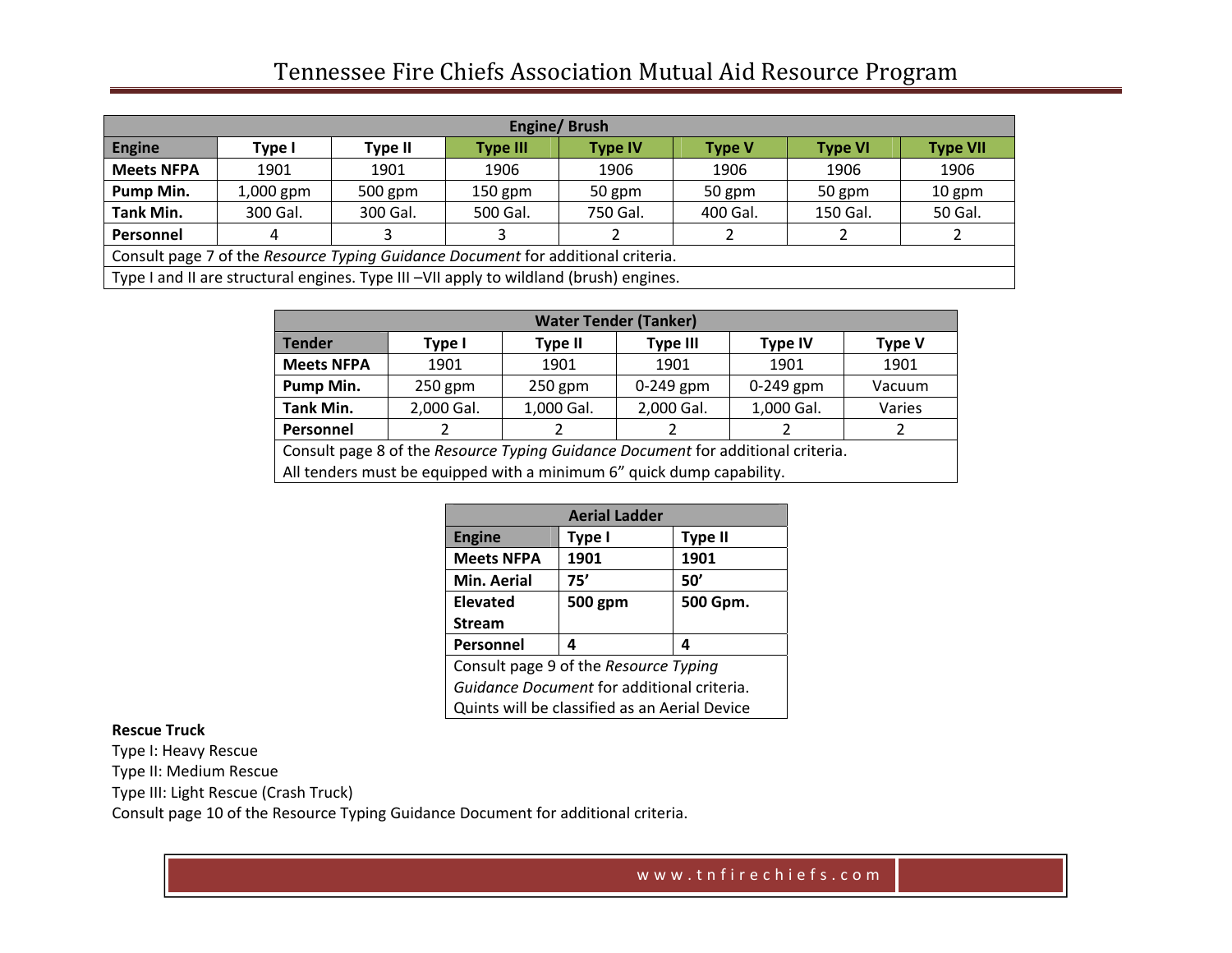| Engine/ Brush | | | | | | | |
|---|---|---|---|---|---|---|---|
| **Engine** | **Type I** | **Type II** | **Type III** | **Type IV** | **Type V** | **Type VI** | **Type VII** |
| **Meets NFPA** | 1901 | 1901 | 1906 | 1906 | 1906 | 1906 | 1906 |
| **Pump Min.** | 1,000 gpm | 500 gpm | 150 gpm | 50 gpm | 50 gpm | 50 gpm | 10 gpm |
| **Tank Min.** | 300 Gal. | 300 Gal. | 500 Gal. | 750 Gal. | 400 Gal. | 150 Gal. | 50 Gal. |
| **Personnel** | 4 | 3 | 3 | 2 | 2 | 2 | 2 |
| Consult page 7 of the *Resource Typing Guidance Document* for additional criteria. | | | | | | | |
| Type I and II are structural engines. Type III –VII apply to wildland (brush) engines. | | | | | | | |

| Water Tender (Tanker) | | | | | |
|---|---|---|---|---|---|
| **Tender** | **Type I** | **Type II** | **Type III** | **Type IV** | **Type V** |
| **Meets NFPA** | 1901 | 1901 | 1901 | 1901 | 1901 |
| **Pump Min.** | 250 gpm | 250 gpm | 0-249 gpm | 0-249 gpm | Vacuum |
| **Tank Min.** | 2,000 Gal. | 1,000 Gal. | 2,000 Gal. | 1,000 Gal. | Varies |
| **Personnel** | 2 | 2 | 2 | 2 | 2 |
| Consult page 8 of the *Resource Typing Guidance Document* for additional criteria. All tenders must be equipped with a minimum 6" quick dump capability. | | | | | |

| Aerial Ladder | | |
|---|---|---|
| **Engine** | **Type I** | **Type II** |
| **Meets NFPA** | **1901** | **1901** |
| **Min. Aerial** | **75'** | **50'** |
| **Elevated Stream** | **500 gpm** | **500 Gpm.** |
| **Personnel** | **4** | **4** |
| Consult page 9 of the *Resource Typing Guidance Document* for additional criteria. Quints will be classified as an Aerial Device | | |

**Rescue Truck**

Type I: Heavy Rescue
Type II: Medium Rescue
Type III: Light Rescue (Crash Truck)
Consult page 10 of the Resource Typing Guidance Document for additional criteria.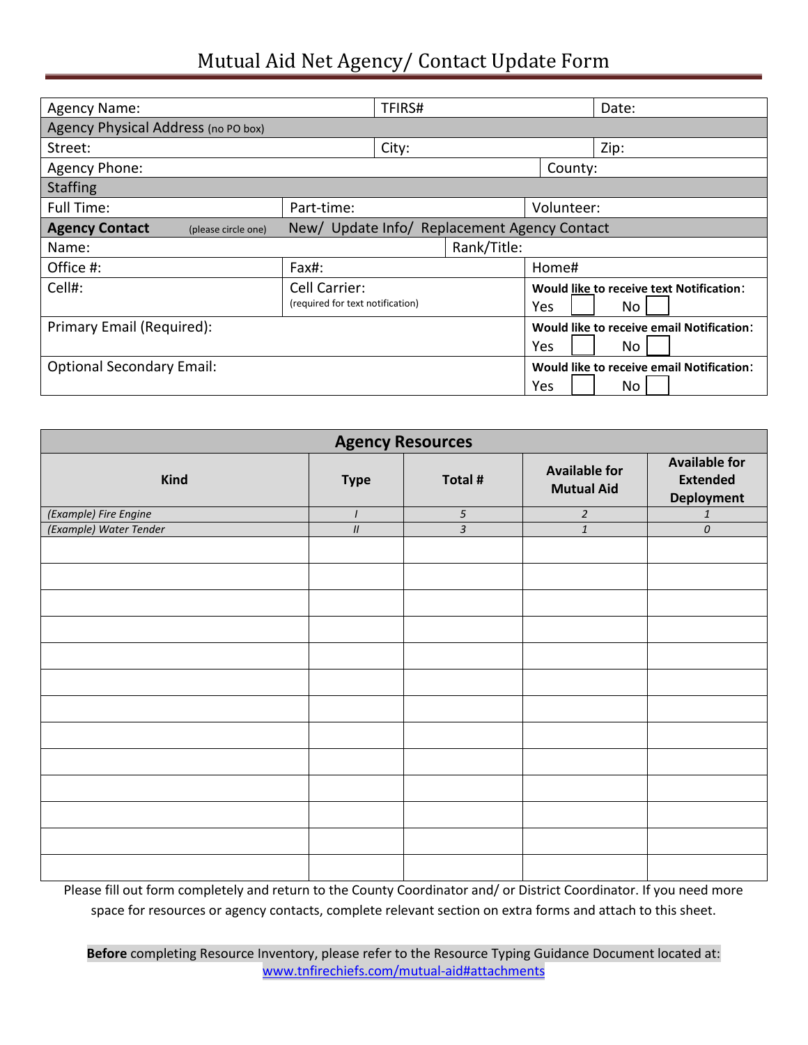# Mutual Aid Net Agency/ Contact Update Form

| | | |
|---|---|---|
| Agency Name: | TFIRS# | Date: |
| **Agency Physical Address** (no PO box) | | |
| Street: | City: | Zip: |
| Agency Phone: | | County: |
| **Staffing** | | |
| Full Time: | Part-time: | Volunteer: |
| **Agency Contact** (please circle one) | New/ Update Info/ Replacement Agency Contact | |
| Name: | Rank/Title: | |
| Office #: | Fax#: | Home# |
| Cell#: | Cell Carrier: (required for text notification) | **Would like to receive text Notification:** Yes ☐ No ☐ |
| Primary Email (Required): | | **Would like to receive email Notification:** Yes ☐ No ☐ |
| Optional Secondary Email: | | **Would like to receive email Notification:** Yes ☐ No ☐ |

## Agency Resources

| Kind | Type | Total # | Available for Mutual Aid | Available for Extended Deployment |
|---|---|---|---|---|
| *(Example) Fire Engine* | *I* | *5* | *2* | *1* |
| *(Example) Water Tender* | *II* | *3* | *1* | *0* |
| | | | | |
| | | | | |
| | | | | |
| | | | | |
| | | | | |
| | | | | |
| | | | | |
| | | | | |
| | | | | |
| | | | | |
| | | | | |
| | | | | |
| | | | | |

Please fill out form completely and return to the County Coordinator and/ or District Coordinator. If you need more space for resources or agency contacts, complete relevant section on extra forms and attach to this sheet.

**Before** completing Resource Inventory, please refer to the Resource Typing Guidance Document located at: www.tnfirechiefs.com/mutual-aid#attachments